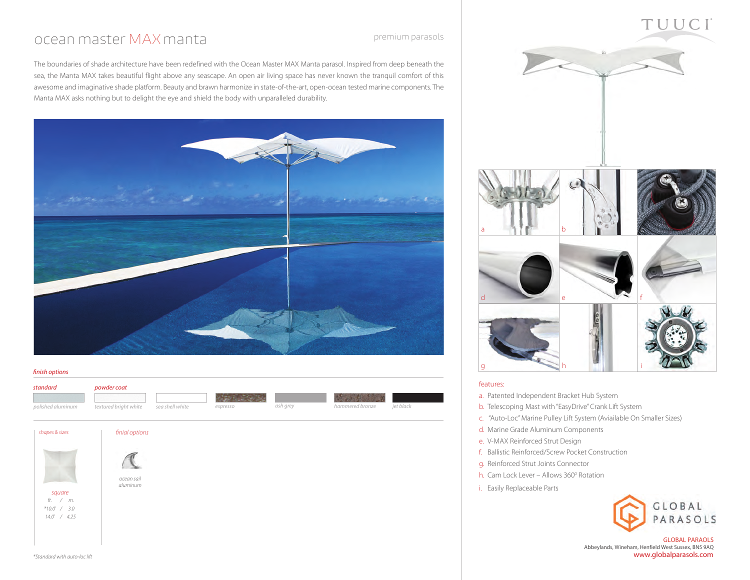# ocean master MAX manta

premium parasols

The boundaries of shade architecture have been redefined with the Ocean Master MAX Manta parasol. Inspired from deep beneath the sea, the Manta MAX takes beautiful flight above any seascape. An open air living space has never known the tranquil comfort of this awesome and imaginative shade platform. Beauty and brawn harmonize in state-of-the-art, open-ocean tested marine components. The Manta MAX asks nothing but to delight the eye and shield the body with unparalleled durability.

*finish options*

| *standard* | *powder coat* | | | | | |
|---|---|---|---|---|---|---|
| *polished aluminum* | *textured bright white* | *sea shell white* | *espresso* | *ash grey* | *hammered bronze* | *jet black* |

*shapes & sizes*

*square*

| *ft.* | *m.* |
|---|---|
| *\*10.0'* | *3.0* |
| *14.0'* | *4.25* |

*finial options*

*ocean sail aluminum*

*\*Standard with auto-loc lift*

TUUCI

features:

a. Patented Independent Bracket Hub System
b. Telescoping Mast with "EasyDrive" Crank Lift System
c. "Auto-Loc" Marine Pulley Lift System (Aviailable On Smaller Sizes)
d. Marine Grade Aluminum Components
e. V-MAX Reinforced Strut Design
f. Ballistic Reinforced/Screw Pocket Construction
g. Reinforced Strut Joints Connector
h. Cam Lock Lever – Allows 360° Rotation
i. Easily Replaceable Parts

GLOBAL PARASOLS

GLOBAL PARAOLS
Abbeylands, Wineham, Henfield West Sussex, BN5 9AQ
www.globalparasols.com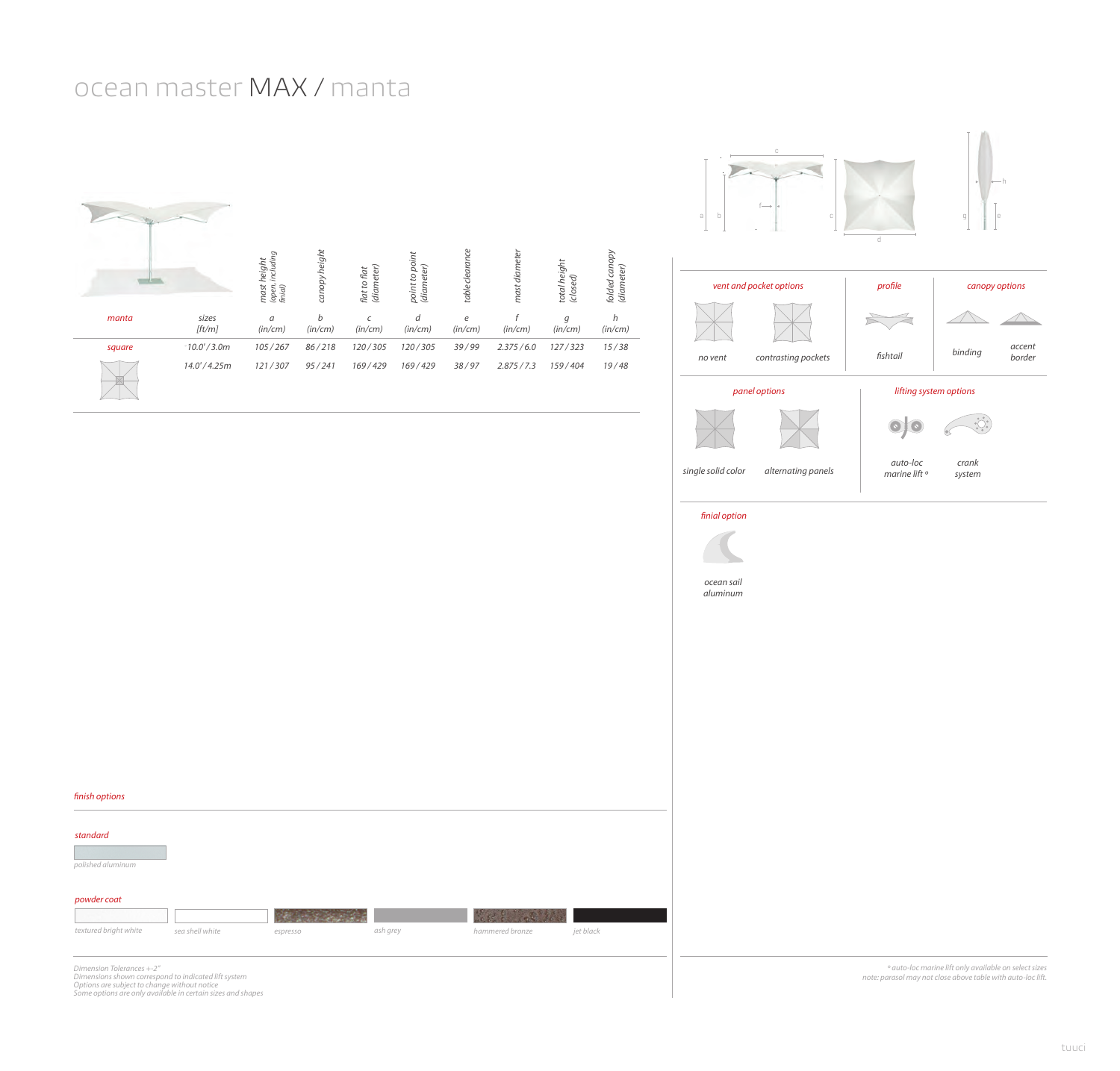# ocean master MAX / manta

| manta | sizes [ft/m] | mast height (open, including finial) a (in/cm) | canopy height b (in/cm) | flat to flat (diameter) c (in/cm) | point to point (diameter) d (in/cm) | table clearance e (in/cm) | mast diameter f (in/cm) | total height (closed) g (in/cm) | folded canopy (diameter) h (in/cm) |
|---|---|---|---|---|---|---|---|---|---|
| square | 10.0' / 3.0m | 105 / 267 | 86 / 218 | 120 / 305 | 120 / 305 | 39 / 99 | 2.375 / 6.0 | 127 / 323 | 15 / 38 |
| | 14.0' / 4.25m | 121 / 307 | 95 / 241 | 169 / 429 | 169 / 429 | 38 / 97 | 2.875 / 7.3 | 159 / 404 | 19 / 48 |

*vent and pocket options*
- no vent
- contrasting pockets

*profile*
- fishtail

*canopy options*
- binding
- accent border

*panel options*
- single solid color
- alternating panels

*lifting system options*
- auto-loc marine lift º
- crank system

*finial option*
- ocean sail aluminum

*finish options*

*standard*
- polished aluminum

*powder coat*
- textured bright white
- sea shell white
- espresso
- ash grey
- hammered bronze
- jet black

*Dimension Tolerances +-2"*
*Dimensions shown correspond to indicated lift system*
*Options are subject to change without notice*
*Some options are only available in certain sizes and shapes*

*º auto-loc marine lift only available on select sizes*
*note: parasol may not close above table with auto-loc lift.*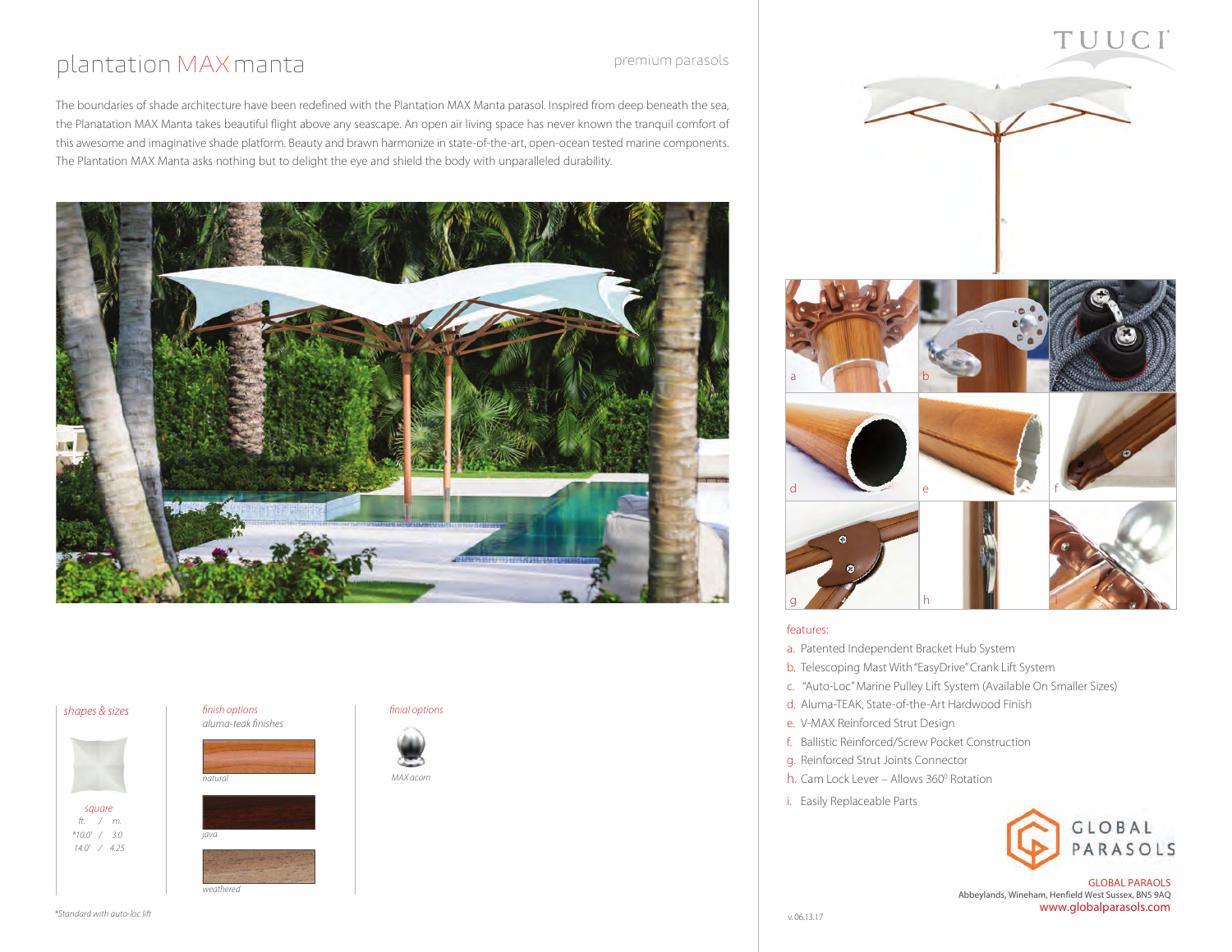# plantation MAX manta

premium parasols

The boundaries of shade architecture have been redefined with the Plantation MAX Manta parasol. Inspired from deep beneath the sea, the Planatation MAX Manta takes beautiful flight above any seascape. An open air living space has never known the tranquil comfort of this awesome and imaginative shade platform. Beauty and brawn harmonize in state-of-the-art, open-ocean tested marine components. The Plantation MAX Manta asks nothing but to delight the eye and shield the body with unparalleled durability.

*shapes & sizes*

*square*

| ft. | m. |
|---|---|
| *10.0' | 3.0 |
| 14.0' | 4.25 |

*finish options*

*aluma-teak finishes*

*natural*

*java*

*weathered*

*finial options*

*MAX acorn*

*Standard with auto-loc lift

TUUCI

a b c d e f g h i

features:

a. Patented Independent Bracket Hub System
b. Telescoping Mast With "EasyDrive" Crank Lift System
c. "Auto-Loc" Marine Pulley Lift System (Available On Smaller Sizes)
d. Aluma-TEAK, State-of-the-Art Hardwood Finish
e. V-MAX Reinforced Strut Design
f. Ballistic Reinforced/Screw Pocket Construction
g. Reinforced Strut Joints Connector
h. Cam Lock Lever – Allows 360° Rotation
i. Easily Replaceable Parts

GLOBAL PARASOLS

GLOBAL PARAOLS
Abbeylands, Wineham, Henfield West Sussex, BN5 9AQ
www.globalparasols.com

v. 06.13.17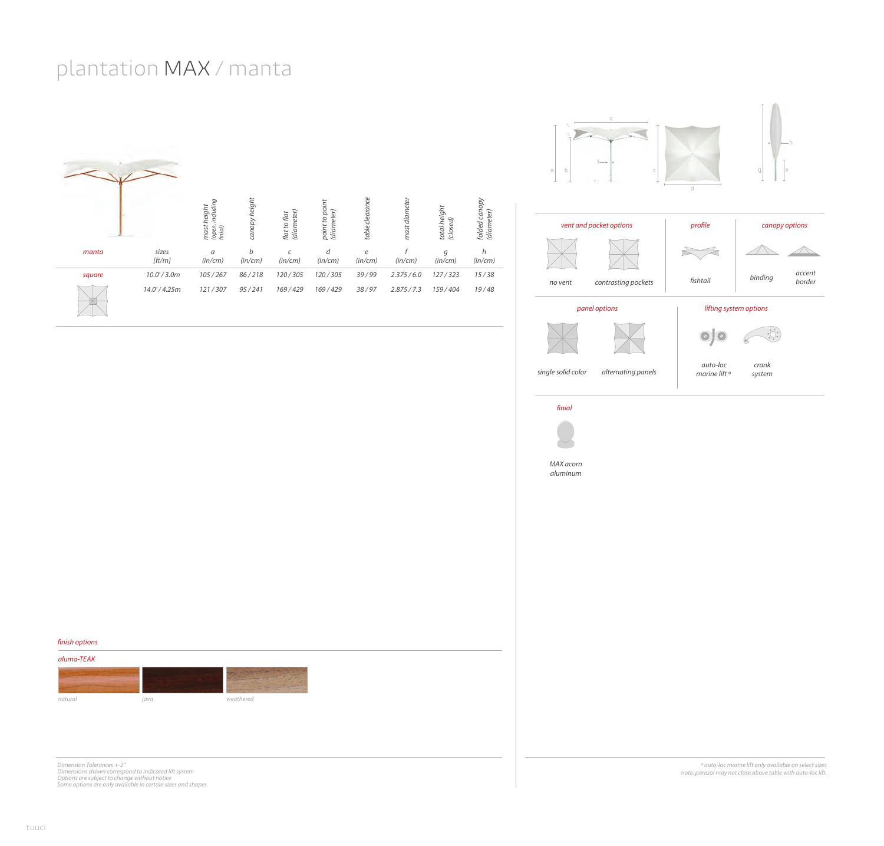# plantation MAX / manta

| manta | sizes [ft/m] | mast height (open, including finial) a (in/cm) | canopy height b (in/cm) | flat to flat (diameter) c (in/cm) | point to point (diameter) d (in/cm) | table clearance e (in/cm) | mast diameter f (in/cm) | total height (closed) g (in/cm) | folded canopy (diameter) h (in/cm) |
|---|---|---|---|---|---|---|---|---|---|
| square | 10.0' / 3.0m | 105 / 267 | 86 / 218 | 120 / 305 | 120 / 305 | 39 / 99 | 2.375 / 6.0 | 127 / 323 | 15 / 38 |
| | 14.0' / 4.25m | 121 / 307 | 95 / 241 | 169 / 429 | 169 / 429 | 38 / 97 | 2.875 / 7.3 | 159 / 404 | 19 / 48 |

*vent and pocket options*

no vent
contrasting pockets

*profile*

fishtail

*canopy options*

binding
accent border

*panel options*

single solid color
alternating panels

*lifting system options*

auto-loc marine lift °
crank system

*finial*

MAX acorn aluminum

*finish options*

*aluma-TEAK*

natural
java
weathered

Dimension Tolerances +-2"
Dimensions shown correspond to indicated lift system
Options are subject to change without notice
Some options are only available in certain sizes and shapes

° auto-loc marine lift only available on select sizes
note: parasol may not close above table with auto-loc lift.